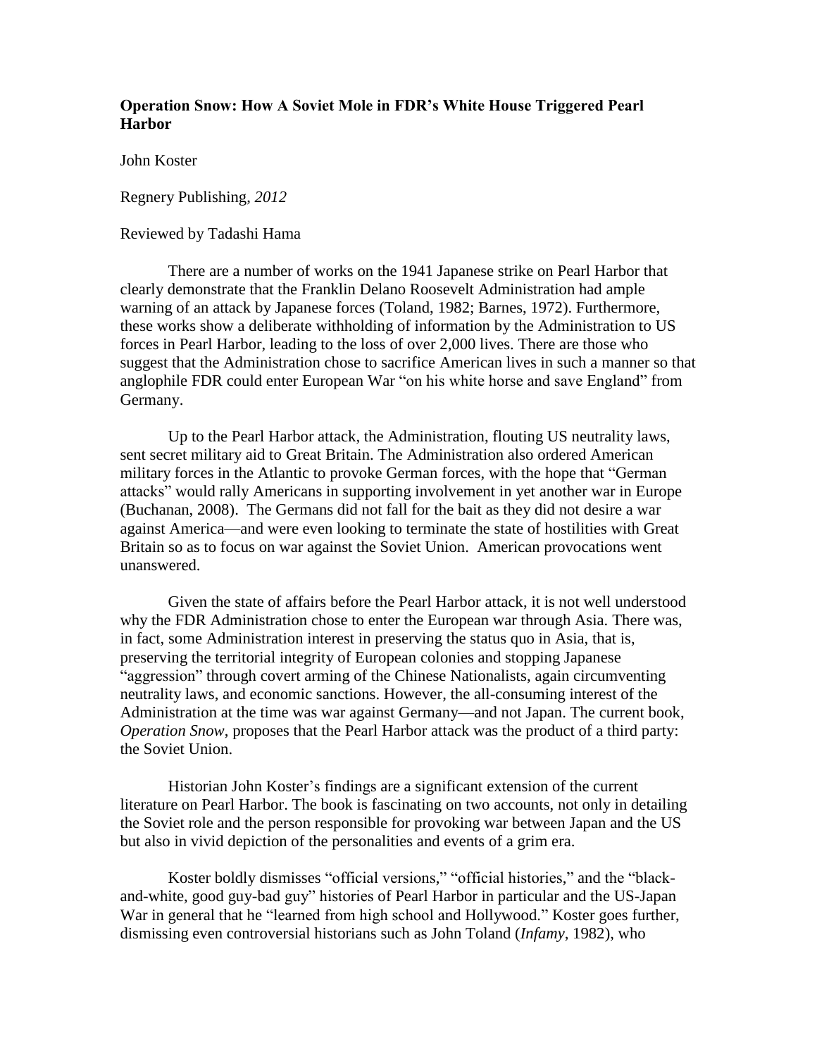**Operation Snow: How A Soviet Mole in FDR's White House Triggered Pearl Harbor**

John Koster

Regnery Publishing, *2012*

Reviewed by Tadashi Hama

There are a number of works on the 1941 Japanese strike on Pearl Harbor that clearly demonstrate that the Franklin Delano Roosevelt Administration had ample warning of an attack by Japanese forces (Toland, 1982; Barnes, 1972). Furthermore, these works show a deliberate withholding of information by the Administration to US forces in Pearl Harbor, leading to the loss of over 2,000 lives. There are those who suggest that the Administration chose to sacrifice American lives in such a manner so that anglophile FDR could enter European War "on his white horse and save England" from Germany.

Up to the Pearl Harbor attack, the Administration, flouting US neutrality laws, sent secret military aid to Great Britain. The Administration also ordered American military forces in the Atlantic to provoke German forces, with the hope that "German attacks" would rally Americans in supporting involvement in yet another war in Europe (Buchanan, 2008). The Germans did not fall for the bait as they did not desire a war against America—and were even looking to terminate the state of hostilities with Great Britain so as to focus on war against the Soviet Union. American provocations went unanswered.

Given the state of affairs before the Pearl Harbor attack, it is not well understood why the FDR Administration chose to enter the European war through Asia. There was, in fact, some Administration interest in preserving the status quo in Asia, that is, preserving the territorial integrity of European colonies and stopping Japanese "aggression" through covert arming of the Chinese Nationalists, again circumventing neutrality laws, and economic sanctions. However, the all-consuming interest of the Administration at the time was war against Germany—and not Japan. The current book, *Operation Snow*, proposes that the Pearl Harbor attack was the product of a third party: the Soviet Union.

Historian John Koster's findings are a significant extension of the current literature on Pearl Harbor. The book is fascinating on two accounts, not only in detailing the Soviet role and the person responsible for provoking war between Japan and the US but also in vivid depiction of the personalities and events of a grim era.

Koster boldly dismisses "official versions," "official histories," and the "black-and-white, good guy-bad guy" histories of Pearl Harbor in particular and the US-Japan War in general that he "learned from high school and Hollywood." Koster goes further, dismissing even controversial historians such as John Toland (*Infamy*, 1982), who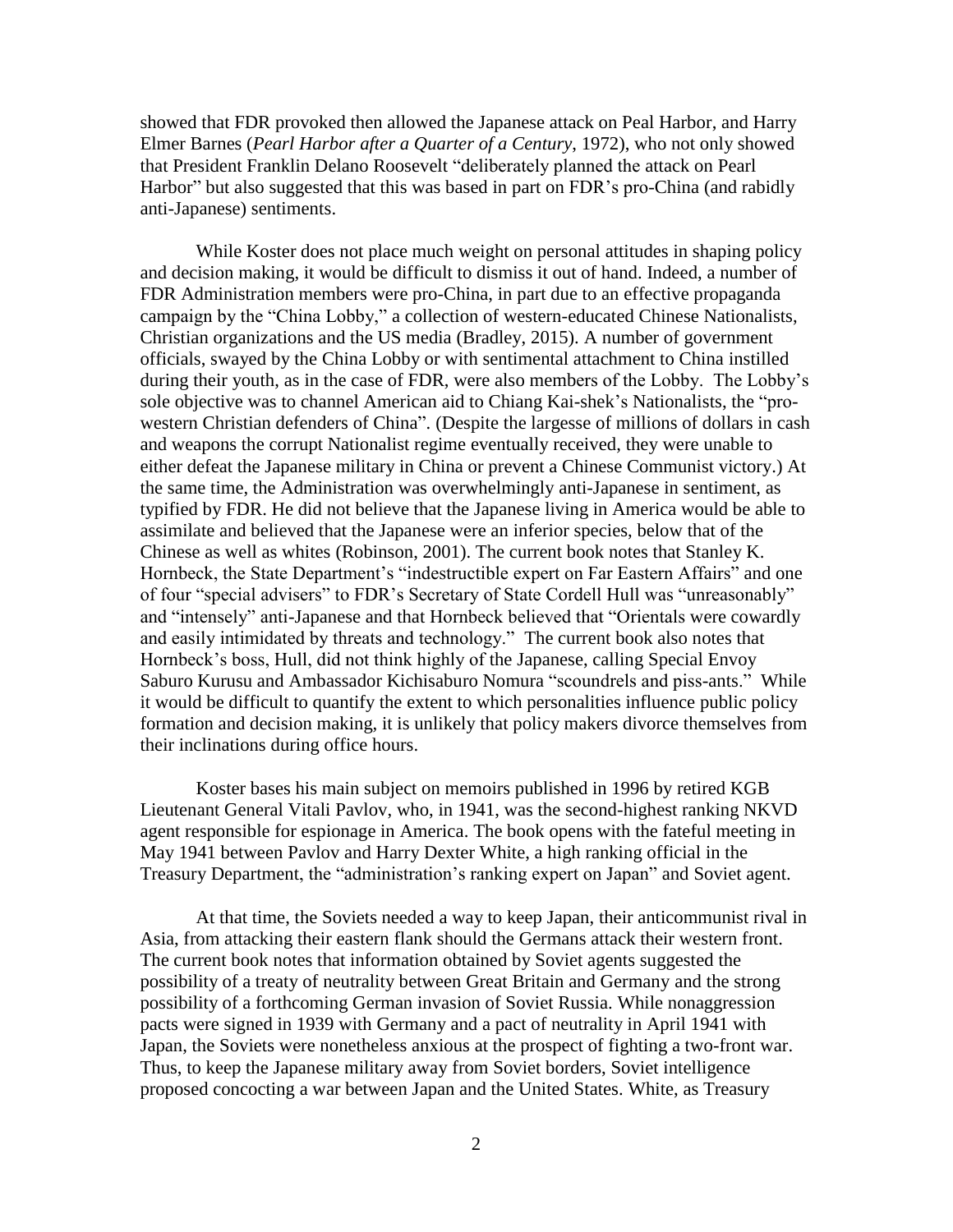showed that FDR provoked then allowed the Japanese attack on Peal Harbor, and Harry Elmer Barnes (*Pearl Harbor after a Quarter of a Century*, 1972), who not only showed that President Franklin Delano Roosevelt "deliberately planned the attack on Pearl Harbor" but also suggested that this was based in part on FDR's pro-China (and rabidly anti-Japanese) sentiments.

While Koster does not place much weight on personal attitudes in shaping policy and decision making, it would be difficult to dismiss it out of hand. Indeed, a number of FDR Administration members were pro-China, in part due to an effective propaganda campaign by the "China Lobby," a collection of western-educated Chinese Nationalists, Christian organizations and the US media (Bradley, 2015). A number of government officials, swayed by the China Lobby or with sentimental attachment to China instilled during their youth, as in the case of FDR, were also members of the Lobby. The Lobby's sole objective was to channel American aid to Chiang Kai-shek's Nationalists, the "pro-western Christian defenders of China". (Despite the largesse of millions of dollars in cash and weapons the corrupt Nationalist regime eventually received, they were unable to either defeat the Japanese military in China or prevent a Chinese Communist victory.) At the same time, the Administration was overwhelmingly anti-Japanese in sentiment, as typified by FDR. He did not believe that the Japanese living in America would be able to assimilate and believed that the Japanese were an inferior species, below that of the Chinese as well as whites (Robinson, 2001). The current book notes that Stanley K. Hornbeck, the State Department's "indestructible expert on Far Eastern Affairs" and one of four "special advisers" to FDR's Secretary of State Cordell Hull was "unreasonably" and "intensely" anti-Japanese and that Hornbeck believed that "Orientals were cowardly and easily intimidated by threats and technology." The current book also notes that Hornbeck's boss, Hull, did not think highly of the Japanese, calling Special Envoy Saburo Kurusu and Ambassador Kichisaburo Nomura "scoundrels and piss-ants." While it would be difficult to quantify the extent to which personalities influence public policy formation and decision making, it is unlikely that policy makers divorce themselves from their inclinations during office hours.

Koster bases his main subject on memoirs published in 1996 by retired KGB Lieutenant General Vitali Pavlov, who, in 1941, was the second-highest ranking NKVD agent responsible for espionage in America. The book opens with the fateful meeting in May 1941 between Pavlov and Harry Dexter White, a high ranking official in the Treasury Department, the "administration's ranking expert on Japan" and Soviet agent.

At that time, the Soviets needed a way to keep Japan, their anticommunist rival in Asia, from attacking their eastern flank should the Germans attack their western front. The current book notes that information obtained by Soviet agents suggested the possibility of a treaty of neutrality between Great Britain and Germany and the strong possibility of a forthcoming German invasion of Soviet Russia. While nonaggression pacts were signed in 1939 with Germany and a pact of neutrality in April 1941 with Japan, the Soviets were nonetheless anxious at the prospect of fighting a two-front war. Thus, to keep the Japanese military away from Soviet borders, Soviet intelligence proposed concocting a war between Japan and the United States. White, as Treasury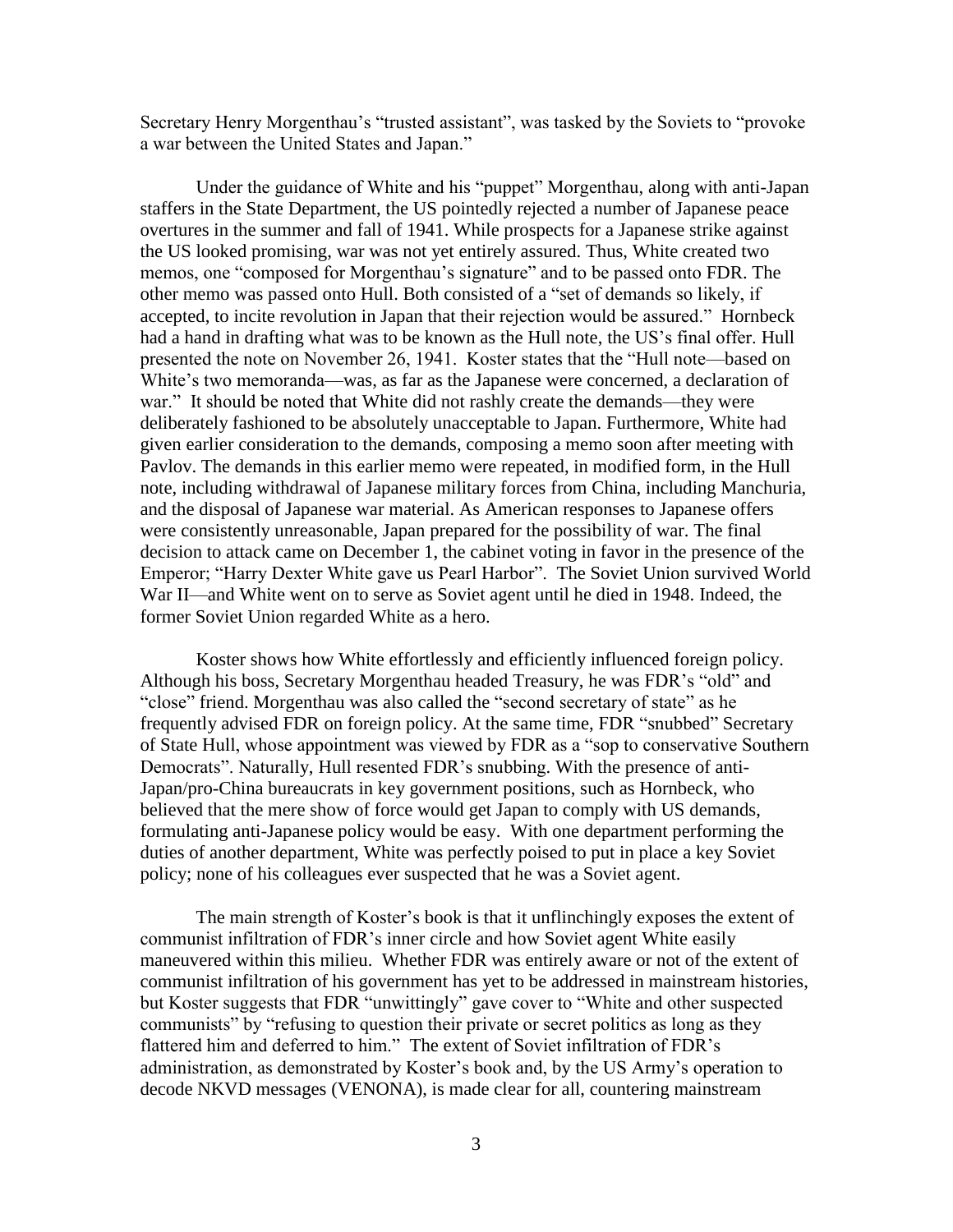Secretary Henry Morgenthau's "trusted assistant", was tasked by the Soviets to "provoke a war between the United States and Japan."

Under the guidance of White and his "puppet" Morgenthau, along with anti-Japan staffers in the State Department, the US pointedly rejected a number of Japanese peace overtures in the summer and fall of 1941. While prospects for a Japanese strike against the US looked promising, war was not yet entirely assured. Thus, White created two memos, one "composed for Morgenthau's signature" and to be passed onto FDR. The other memo was passed onto Hull. Both consisted of a "set of demands so likely, if accepted, to incite revolution in Japan that their rejection would be assured." Hornbeck had a hand in drafting what was to be known as the Hull note, the US's final offer. Hull presented the note on November 26, 1941. Koster states that the "Hull note—based on White's two memoranda—was, as far as the Japanese were concerned, a declaration of war." It should be noted that White did not rashly create the demands—they were deliberately fashioned to be absolutely unacceptable to Japan. Furthermore, White had given earlier consideration to the demands, composing a memo soon after meeting with Pavlov. The demands in this earlier memo were repeated, in modified form, in the Hull note, including withdrawal of Japanese military forces from China, including Manchuria, and the disposal of Japanese war material. As American responses to Japanese offers were consistently unreasonable, Japan prepared for the possibility of war. The final decision to attack came on December 1, the cabinet voting in favor in the presence of the Emperor; "Harry Dexter White gave us Pearl Harbor". The Soviet Union survived World War II—and White went on to serve as Soviet agent until he died in 1948. Indeed, the former Soviet Union regarded White as a hero.

Koster shows how White effortlessly and efficiently influenced foreign policy. Although his boss, Secretary Morgenthau headed Treasury, he was FDR's "old" and "close" friend. Morgenthau was also called the "second secretary of state" as he frequently advised FDR on foreign policy. At the same time, FDR "snubbed" Secretary of State Hull, whose appointment was viewed by FDR as a "sop to conservative Southern Democrats". Naturally, Hull resented FDR's snubbing. With the presence of anti-Japan/pro-China bureaucrats in key government positions, such as Hornbeck, who believed that the mere show of force would get Japan to comply with US demands, formulating anti-Japanese policy would be easy. With one department performing the duties of another department, White was perfectly poised to put in place a key Soviet policy; none of his colleagues ever suspected that he was a Soviet agent.

The main strength of Koster's book is that it unflinchingly exposes the extent of communist infiltration of FDR's inner circle and how Soviet agent White easily maneuvered within this milieu. Whether FDR was entirely aware or not of the extent of communist infiltration of his government has yet to be addressed in mainstream histories, but Koster suggests that FDR "unwittingly" gave cover to "White and other suspected communists" by "refusing to question their private or secret politics as long as they flattered him and deferred to him." The extent of Soviet infiltration of FDR's administration, as demonstrated by Koster's book and, by the US Army's operation to decode NKVD messages (VENONA), is made clear for all, countering mainstream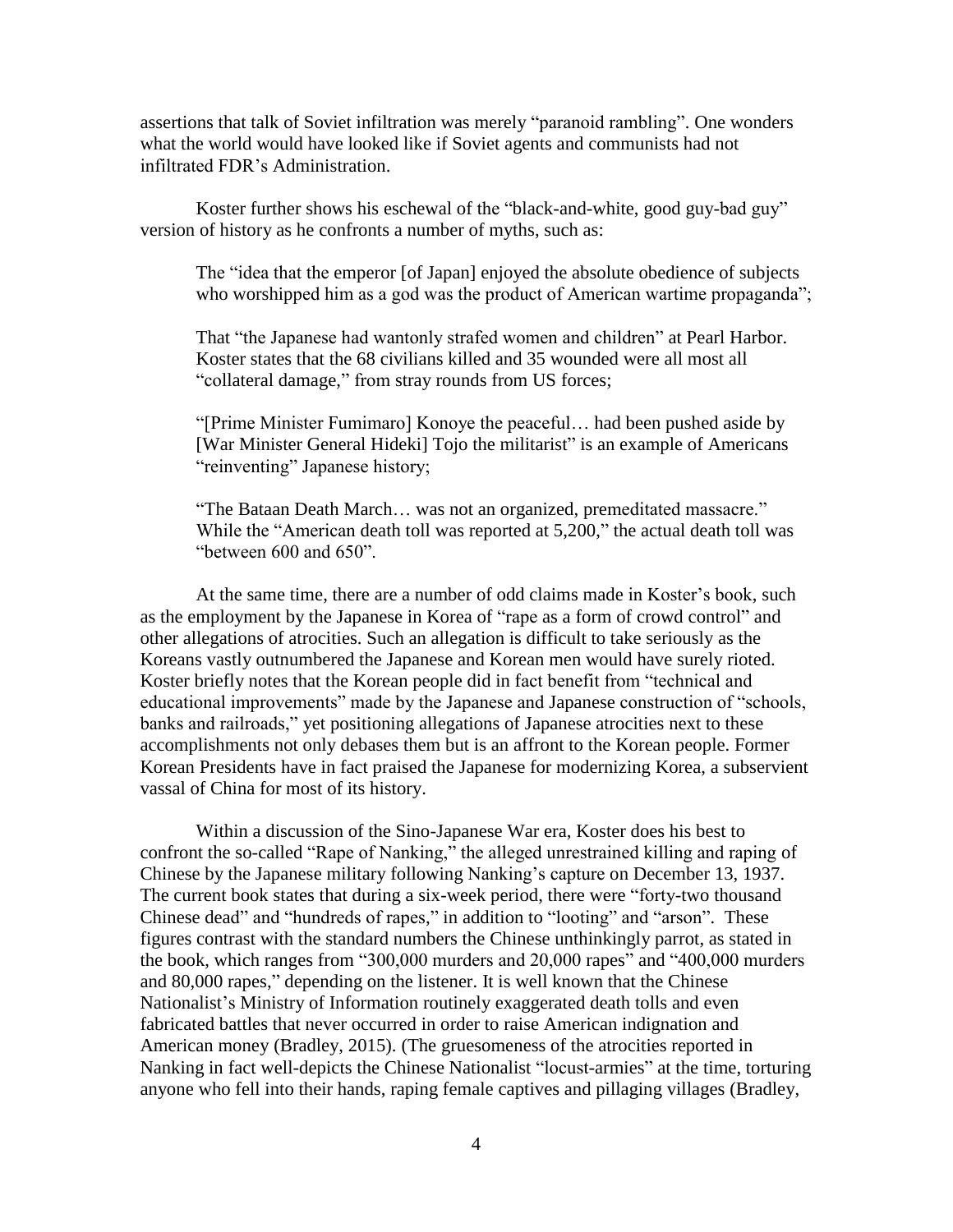assertions that talk of Soviet infiltration was merely "paranoid rambling". One wonders what the world would have looked like if Soviet agents and communists had not infiltrated FDR's Administration.

Koster further shows his eschewal of the "black-and-white, good guy-bad guy" version of history as he confronts a number of myths, such as:

> The "idea that the emperor [of Japan] enjoyed the absolute obedience of subjects who worshipped him as a god was the product of American wartime propaganda";
>
> That "the Japanese had wantonly strafed women and children" at Pearl Harbor. Koster states that the 68 civilians killed and 35 wounded were all most all "collateral damage," from stray rounds from US forces;
>
> "[Prime Minister Fumimaro] Konoye the peaceful… had been pushed aside by [War Minister General Hideki] Tojo the militarist" is an example of Americans "reinventing" Japanese history;
>
> "The Bataan Death March… was not an organized, premeditated massacre." While the "American death toll was reported at 5,200," the actual death toll was "between 600 and 650".

At the same time, there are a number of odd claims made in Koster's book, such as the employment by the Japanese in Korea of "rape as a form of crowd control" and other allegations of atrocities. Such an allegation is difficult to take seriously as the Koreans vastly outnumbered the Japanese and Korean men would have surely rioted. Koster briefly notes that the Korean people did in fact benefit from "technical and educational improvements" made by the Japanese and Japanese construction of "schools, banks and railroads," yet positioning allegations of Japanese atrocities next to these accomplishments not only debases them but is an affront to the Korean people. Former Korean Presidents have in fact praised the Japanese for modernizing Korea, a subservient vassal of China for most of its history.

Within a discussion of the Sino-Japanese War era, Koster does his best to confront the so-called "Rape of Nanking," the alleged unrestrained killing and raping of Chinese by the Japanese military following Nanking's capture on December 13, 1937. The current book states that during a six-week period, there were "forty-two thousand Chinese dead" and "hundreds of rapes," in addition to "looting" and "arson". These figures contrast with the standard numbers the Chinese unthinkingly parrot, as stated in the book, which ranges from "300,000 murders and 20,000 rapes" and "400,000 murders and 80,000 rapes," depending on the listener. It is well known that the Chinese Nationalist's Ministry of Information routinely exaggerated death tolls and even fabricated battles that never occurred in order to raise American indignation and American money (Bradley, 2015). (The gruesomeness of the atrocities reported in Nanking in fact well-depicts the Chinese Nationalist "locust-armies" at the time, torturing anyone who fell into their hands, raping female captives and pillaging villages (Bradley,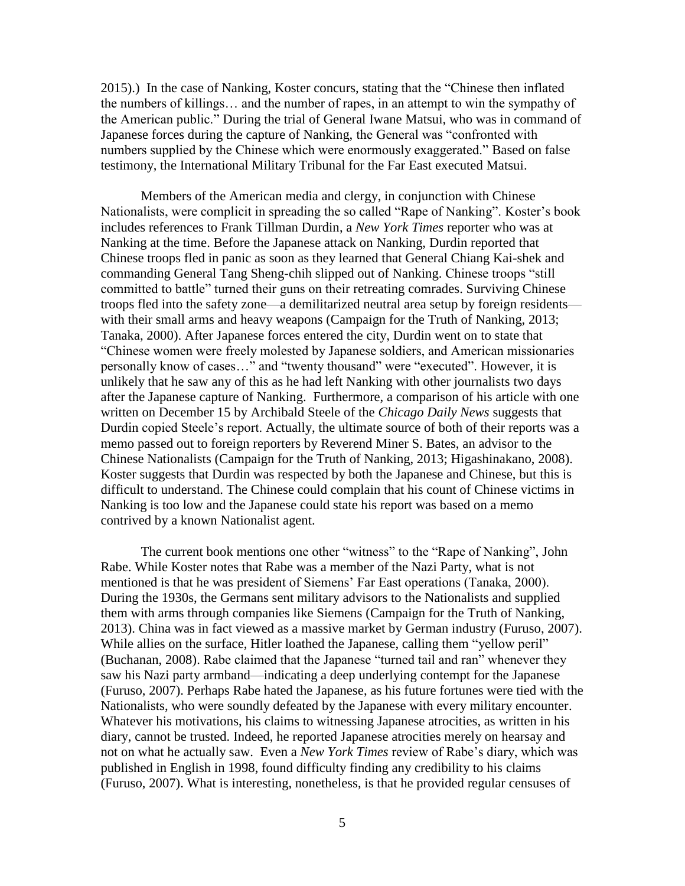2015).) In the case of Nanking, Koster concurs, stating that the "Chinese then inflated the numbers of killings… and the number of rapes, in an attempt to win the sympathy of the American public." During the trial of General Iwane Matsui, who was in command of Japanese forces during the capture of Nanking, the General was "confronted with numbers supplied by the Chinese which were enormously exaggerated." Based on false testimony, the International Military Tribunal for the Far East executed Matsui.

Members of the American media and clergy, in conjunction with Chinese Nationalists, were complicit in spreading the so called "Rape of Nanking". Koster's book includes references to Frank Tillman Durdin, a *New York Times* reporter who was at Nanking at the time. Before the Japanese attack on Nanking, Durdin reported that Chinese troops fled in panic as soon as they learned that General Chiang Kai-shek and commanding General Tang Sheng-chih slipped out of Nanking. Chinese troops "still committed to battle" turned their guns on their retreating comrades. Surviving Chinese troops fled into the safety zone—a demilitarized neutral area setup by foreign residents—with their small arms and heavy weapons (Campaign for the Truth of Nanking, 2013; Tanaka, 2000). After Japanese forces entered the city, Durdin went on to state that "Chinese women were freely molested by Japanese soldiers, and American missionaries personally know of cases…" and "twenty thousand" were "executed". However, it is unlikely that he saw any of this as he had left Nanking with other journalists two days after the Japanese capture of Nanking. Furthermore, a comparison of his article with one written on December 15 by Archibald Steele of the *Chicago Daily News* suggests that Durdin copied Steele's report. Actually, the ultimate source of both of their reports was a memo passed out to foreign reporters by Reverend Miner S. Bates, an advisor to the Chinese Nationalists (Campaign for the Truth of Nanking, 2013; Higashinakano, 2008). Koster suggests that Durdin was respected by both the Japanese and Chinese, but this is difficult to understand. The Chinese could complain that his count of Chinese victims in Nanking is too low and the Japanese could state his report was based on a memo contrived by a known Nationalist agent.

The current book mentions one other "witness" to the "Rape of Nanking", John Rabe. While Koster notes that Rabe was a member of the Nazi Party, what is not mentioned is that he was president of Siemens' Far East operations (Tanaka, 2000). During the 1930s, the Germans sent military advisors to the Nationalists and supplied them with arms through companies like Siemens (Campaign for the Truth of Nanking, 2013). China was in fact viewed as a massive market by German industry (Furuso, 2007). While allies on the surface, Hitler loathed the Japanese, calling them "yellow peril" (Buchanan, 2008). Rabe claimed that the Japanese "turned tail and ran" whenever they saw his Nazi party armband—indicating a deep underlying contempt for the Japanese (Furuso, 2007). Perhaps Rabe hated the Japanese, as his future fortunes were tied with the Nationalists, who were soundly defeated by the Japanese with every military encounter. Whatever his motivations, his claims to witnessing Japanese atrocities, as written in his diary, cannot be trusted. Indeed, he reported Japanese atrocities merely on hearsay and not on what he actually saw. Even a *New York Times* review of Rabe's diary, which was published in English in 1998, found difficulty finding any credibility to his claims (Furuso, 2007). What is interesting, nonetheless, is that he provided regular censuses of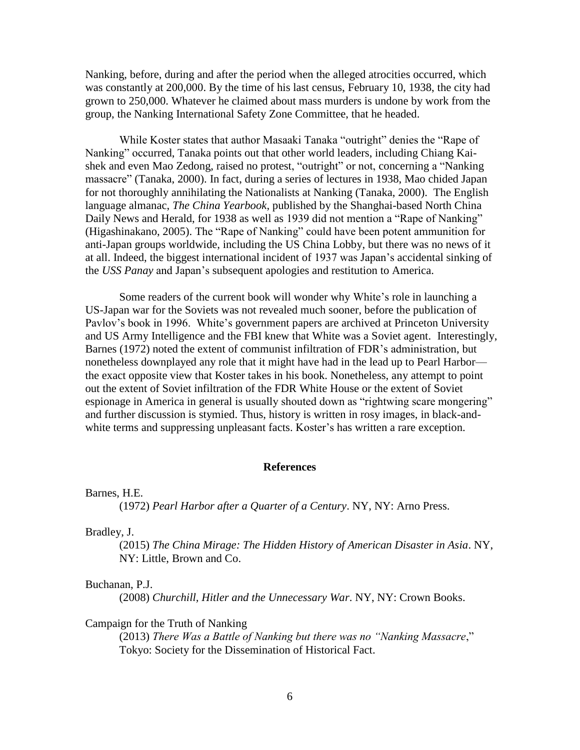Nanking, before, during and after the period when the alleged atrocities occurred, which was constantly at 200,000. By the time of his last census, February 10, 1938, the city had grown to 250,000. Whatever he claimed about mass murders is undone by work from the group, the Nanking International Safety Zone Committee, that he headed.

While Koster states that author Masaaki Tanaka "outright" denies the "Rape of Nanking" occurred, Tanaka points out that other world leaders, including Chiang Kai-shek and even Mao Zedong, raised no protest, "outright" or not, concerning a "Nanking massacre" (Tanaka, 2000). In fact, during a series of lectures in 1938, Mao chided Japan for not thoroughly annihilating the Nationalists at Nanking (Tanaka, 2000). The English language almanac, *The China Yearbook*, published by the Shanghai-based North China Daily News and Herald, for 1938 as well as 1939 did not mention a "Rape of Nanking" (Higashinakano, 2005). The "Rape of Nanking" could have been potent ammunition for anti-Japan groups worldwide, including the US China Lobby, but there was no news of it at all. Indeed, the biggest international incident of 1937 was Japan's accidental sinking of the *USS Panay* and Japan's subsequent apologies and restitution to America.

Some readers of the current book will wonder why White's role in launching a US-Japan war for the Soviets was not revealed much sooner, before the publication of Pavlov's book in 1996. White's government papers are archived at Princeton University and US Army Intelligence and the FBI knew that White was a Soviet agent. Interestingly, Barnes (1972) noted the extent of communist infiltration of FDR's administration, but nonetheless downplayed any role that it might have had in the lead up to Pearl Harbor—the exact opposite view that Koster takes in his book. Nonetheless, any attempt to point out the extent of Soviet infiltration of the FDR White House or the extent of Soviet espionage in America in general is usually shouted down as "rightwing scare mongering" and further discussion is stymied. Thus, history is written in rosy images, in black-and-white terms and suppressing unpleasant facts. Koster's has written a rare exception.

## References

Barnes, H.E.

(1972) *Pearl Harbor after a Quarter of a Century*. NY, NY: Arno Press.

Bradley, J.

(2015) *The China Mirage: The Hidden History of American Disaster in Asia*. NY, NY: Little, Brown and Co.

Buchanan, P.J.

(2008) *Churchill, Hitler and the Unnecessary War*. NY, NY: Crown Books.

Campaign for the Truth of Nanking

(2013) *There Was a Battle of Nanking but there was no "Nanking Massacre*," Tokyo: Society for the Dissemination of Historical Fact.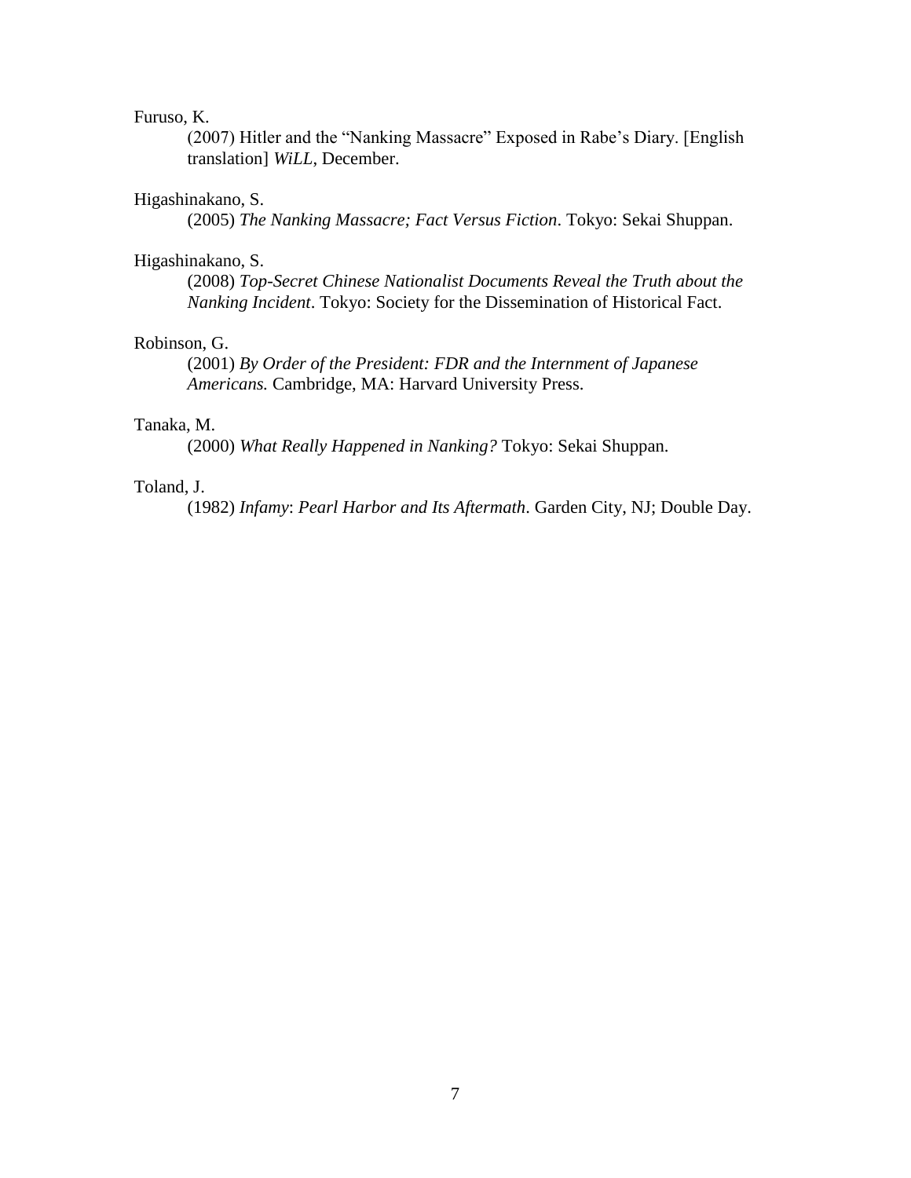Furuso, K.

(2007) Hitler and the "Nanking Massacre" Exposed in Rabe's Diary. [English translation] *WiLL*, December.

Higashinakano, S.

(2005) *The Nanking Massacre; Fact Versus Fiction*. Tokyo: Sekai Shuppan.

Higashinakano, S.

(2008) *Top-Secret Chinese Nationalist Documents Reveal the Truth about the Nanking Incident*. Tokyo: Society for the Dissemination of Historical Fact.

Robinson, G.

(2001) *By Order of the President: FDR and the Internment of Japanese Americans.* Cambridge, MA: Harvard University Press.

Tanaka, M.

(2000) *What Really Happened in Nanking?* Tokyo: Sekai Shuppan.

Toland, J.

(1982) *Infamy*: *Pearl Harbor and Its Aftermath*. Garden City, NJ; Double Day.